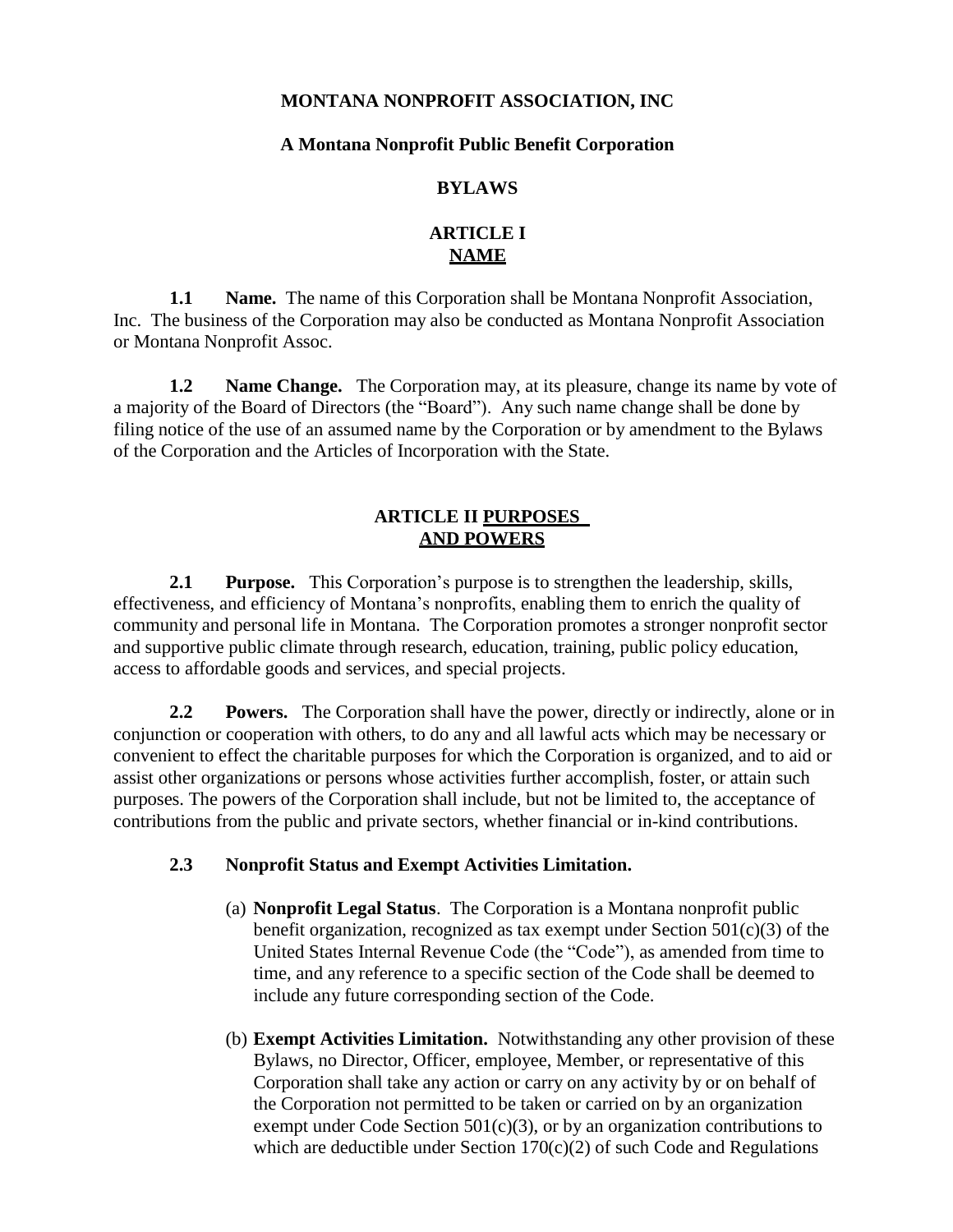# MONTANA NONPROFIT ASSOCIATION, INC

## A Montana Nonprofit Public Benefit Corporation

## BYLAWS

## ARTICLE I NAME

**1.1 Name.** The name of this Corporation shall be Montana Nonprofit Association, Inc. The business of the Corporation may also be conducted as Montana Nonprofit Association or Montana Nonprofit Assoc.

**1.2 Name Change.** The Corporation may, at its pleasure, change its name by vote of a majority of the Board of Directors (the "Board"). Any such name change shall be done by filing notice of the use of an assumed name by the Corporation or by amendment to the Bylaws of the Corporation and the Articles of Incorporation with the State.

## ARTICLE II PURPOSES AND POWERS

**2.1 Purpose.** This Corporation's purpose is to strengthen the leadership, skills, effectiveness, and efficiency of Montana's nonprofits, enabling them to enrich the quality of community and personal life in Montana. The Corporation promotes a stronger nonprofit sector and supportive public climate through research, education, training, public policy education, access to affordable goods and services, and special projects.

**2.2 Powers.** The Corporation shall have the power, directly or indirectly, alone or in conjunction or cooperation with others, to do any and all lawful acts which may be necessary or convenient to effect the charitable purposes for which the Corporation is organized, and to aid or assist other organizations or persons whose activities further accomplish, foster, or attain such purposes. The powers of the Corporation shall include, but not be limited to, the acceptance of contributions from the public and private sectors, whether financial or in-kind contributions.

**2.3 Nonprofit Status and Exempt Activities Limitation.**

(a) **Nonprofit Legal Status**. The Corporation is a Montana nonprofit public benefit organization, recognized as tax exempt under Section 501(c)(3) of the United States Internal Revenue Code (the "Code"), as amended from time to time, and any reference to a specific section of the Code shall be deemed to include any future corresponding section of the Code.

(b) **Exempt Activities Limitation.** Notwithstanding any other provision of these Bylaws, no Director, Officer, employee, Member, or representative of this Corporation shall take any action or carry on any activity by or on behalf of the Corporation not permitted to be taken or carried on by an organization exempt under Code Section 501(c)(3), or by an organization contributions to which are deductible under Section 170(c)(2) of such Code and Regulations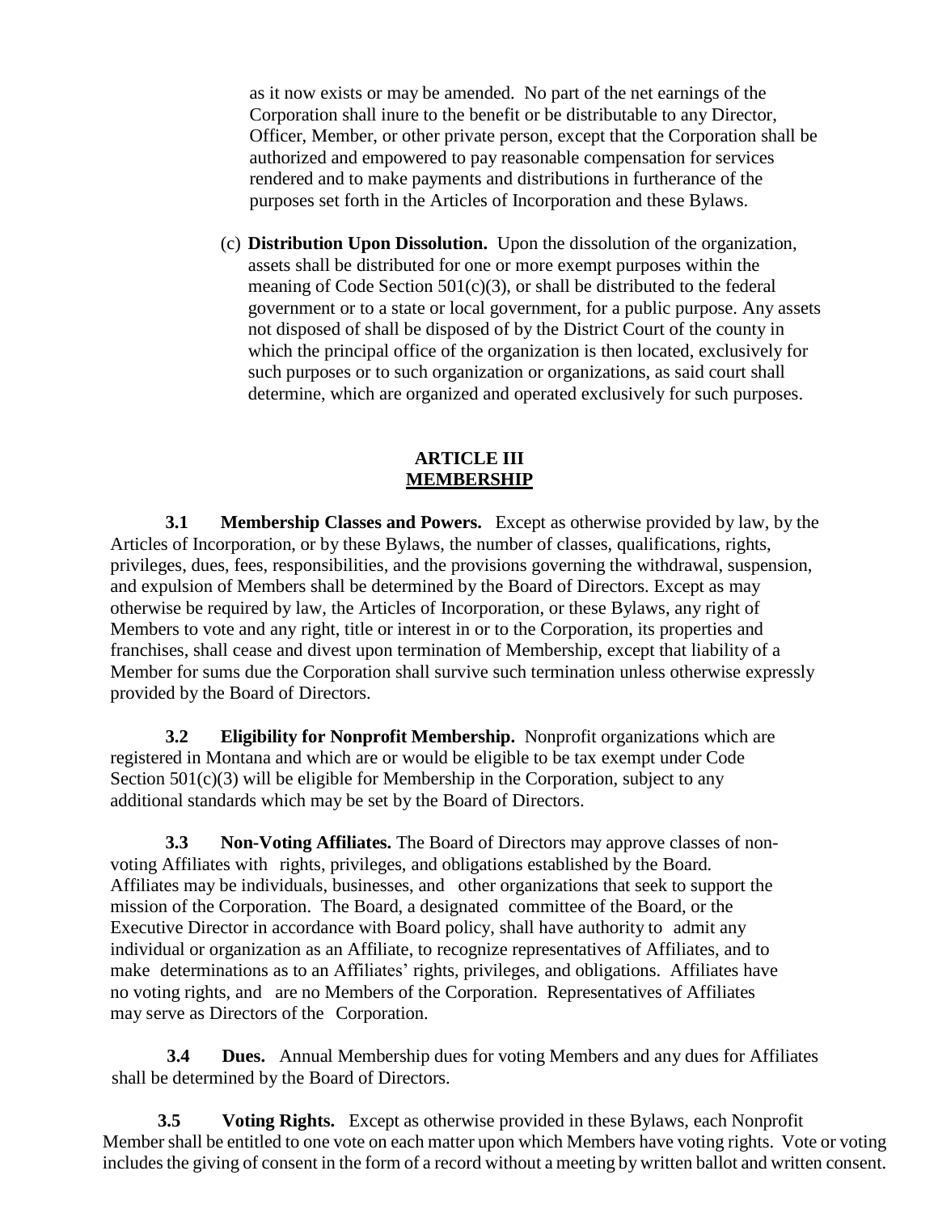as it now exists or may be amended. No part of the net earnings of the Corporation shall inure to the benefit or be distributable to any Director, Officer, Member, or other private person, except that the Corporation shall be authorized and empowered to pay reasonable compensation for services rendered and to make payments and distributions in furtherance of the purposes set forth in the Articles of Incorporation and these Bylaws.

(c) **Distribution Upon Dissolution.** Upon the dissolution of the organization, assets shall be distributed for one or more exempt purposes within the meaning of Code Section 501(c)(3), or shall be distributed to the federal government or to a state or local government, for a public purpose. Any assets not disposed of shall be disposed of by the District Court of the county in which the principal office of the organization is then located, exclusively for such purposes or to such organization or organizations, as said court shall determine, which are organized and operated exclusively for such purposes.

## ARTICLE III
## MEMBERSHIP

**3.1 Membership Classes and Powers.** Except as otherwise provided by law, by the Articles of Incorporation, or by these Bylaws, the number of classes, qualifications, rights, privileges, dues, fees, responsibilities, and the provisions governing the withdrawal, suspension, and expulsion of Members shall be determined by the Board of Directors. Except as may otherwise be required by law, the Articles of Incorporation, or these Bylaws, any right of Members to vote and any right, title or interest in or to the Corporation, its properties and franchises, shall cease and divest upon termination of Membership, except that liability of a Member for sums due the Corporation shall survive such termination unless otherwise expressly provided by the Board of Directors.

**3.2 Eligibility for Nonprofit Membership.** Nonprofit organizations which are registered in Montana and which are or would be eligible to be tax exempt under Code Section 501(c)(3) will be eligible for Membership in the Corporation, subject to any additional standards which may be set by the Board of Directors.

**3.3 Non-Voting Affiliates.** The Board of Directors may approve classes of non-voting Affiliates with rights, privileges, and obligations established by the Board. Affiliates may be individuals, businesses, and other organizations that seek to support the mission of the Corporation. The Board, a designated committee of the Board, or the Executive Director in accordance with Board policy, shall have authority to admit any individual or organization as an Affiliate, to recognize representatives of Affiliates, and to make determinations as to an Affiliates' rights, privileges, and obligations. Affiliates have no voting rights, and are no Members of the Corporation. Representatives of Affiliates may serve as Directors of the Corporation.

**3.4 Dues.** Annual Membership dues for voting Members and any dues for Affiliates shall be determined by the Board of Directors.

**3.5 Voting Rights.** Except as otherwise provided in these Bylaws, each Nonprofit Member shall be entitled to one vote on each matter upon which Members have voting rights. Vote or voting includes the giving of consent in the form of a record without a meeting by written ballot and written consent.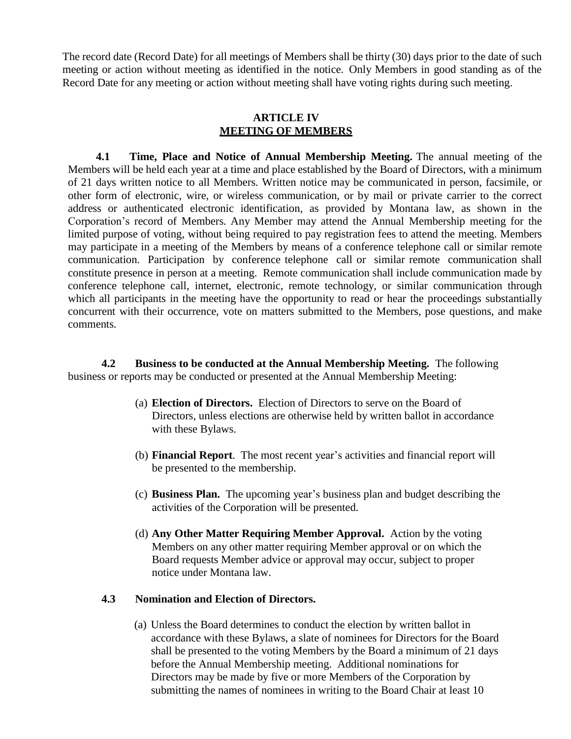The record date (Record Date) for all meetings of Members shall be thirty (30) days prior to the date of such meeting or action without meeting as identified in the notice. Only Members in good standing as of the Record Date for any meeting or action without meeting shall have voting rights during such meeting.

## ARTICLE IV
## MEETING OF MEMBERS

**4.1 Time, Place and Notice of Annual Membership Meeting.** The annual meeting of the Members will be held each year at a time and place established by the Board of Directors, with a minimum of 21 days written notice to all Members. Written notice may be communicated in person, facsimile, or other form of electronic, wire, or wireless communication, or by mail or private carrier to the correct address or authenticated electronic identification, as provided by Montana law, as shown in the Corporation's record of Members. Any Member may attend the Annual Membership meeting for the limited purpose of voting, without being required to pay registration fees to attend the meeting. Members may participate in a meeting of the Members by means of a conference telephone call or similar remote communication. Participation by conference telephone call or similar remote communication shall constitute presence in person at a meeting. Remote communication shall include communication made by conference telephone call, internet, electronic, remote technology, or similar communication through which all participants in the meeting have the opportunity to read or hear the proceedings substantially concurrent with their occurrence, vote on matters submitted to the Members, pose questions, and make comments.

**4.2 Business to be conducted at the Annual Membership Meeting.** The following business or reports may be conducted or presented at the Annual Membership Meeting:

(a) **Election of Directors.** Election of Directors to serve on the Board of Directors, unless elections are otherwise held by written ballot in accordance with these Bylaws.

(b) **Financial Report**. The most recent year's activities and financial report will be presented to the membership.

(c) **Business Plan.** The upcoming year's business plan and budget describing the activities of the Corporation will be presented.

(d) **Any Other Matter Requiring Member Approval.** Action by the voting Members on any other matter requiring Member approval or on which the Board requests Member advice or approval may occur, subject to proper notice under Montana law.

**4.3 Nomination and Election of Directors.**

(a) Unless the Board determines to conduct the election by written ballot in accordance with these Bylaws, a slate of nominees for Directors for the Board shall be presented to the voting Members by the Board a minimum of 21 days before the Annual Membership meeting. Additional nominations for Directors may be made by five or more Members of the Corporation by submitting the names of nominees in writing to the Board Chair at least 10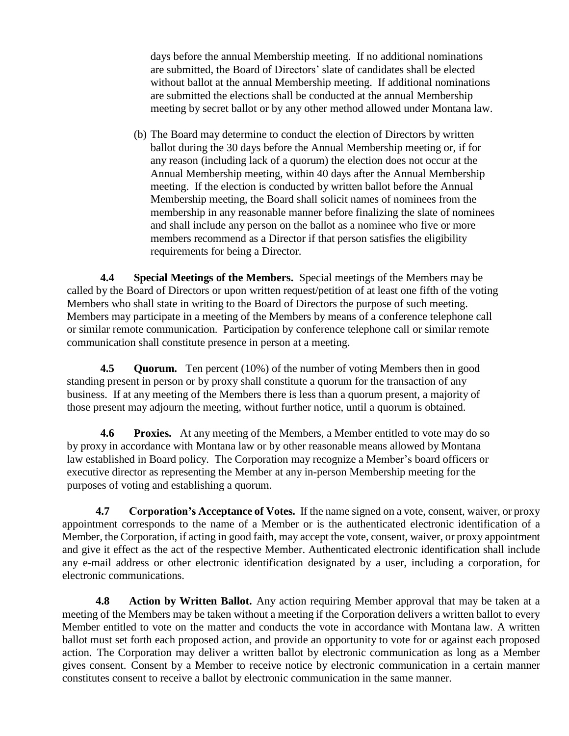days before the annual Membership meeting. If no additional nominations are submitted, the Board of Directors' slate of candidates shall be elected without ballot at the annual Membership meeting. If additional nominations are submitted the elections shall be conducted at the annual Membership meeting by secret ballot or by any other method allowed under Montana law.

(b) The Board may determine to conduct the election of Directors by written ballot during the 30 days before the Annual Membership meeting or, if for any reason (including lack of a quorum) the election does not occur at the Annual Membership meeting, within 40 days after the Annual Membership meeting. If the election is conducted by written ballot before the Annual Membership meeting, the Board shall solicit names of nominees from the membership in any reasonable manner before finalizing the slate of nominees and shall include any person on the ballot as a nominee who five or more members recommend as a Director if that person satisfies the eligibility requirements for being a Director.

**4.4 Special Meetings of the Members.** Special meetings of the Members may be called by the Board of Directors or upon written request/petition of at least one fifth of the voting Members who shall state in writing to the Board of Directors the purpose of such meeting. Members may participate in a meeting of the Members by means of a conference telephone call or similar remote communication. Participation by conference telephone call or similar remote communication shall constitute presence in person at a meeting.

**4.5 Quorum.** Ten percent (10%) of the number of voting Members then in good standing present in person or by proxy shall constitute a quorum for the transaction of any business. If at any meeting of the Members there is less than a quorum present, a majority of those present may adjourn the meeting, without further notice, until a quorum is obtained.

**4.6 Proxies.** At any meeting of the Members, a Member entitled to vote may do so by proxy in accordance with Montana law or by other reasonable means allowed by Montana law established in Board policy. The Corporation may recognize a Member's board officers or executive director as representing the Member at any in-person Membership meeting for the purposes of voting and establishing a quorum.

**4.7 Corporation's Acceptance of Votes.** If the name signed on a vote, consent, waiver, or proxy appointment corresponds to the name of a Member or is the authenticated electronic identification of a Member, the Corporation, if acting in good faith, may accept the vote, consent, waiver, or proxy appointment and give it effect as the act of the respective Member. Authenticated electronic identification shall include any e-mail address or other electronic identification designated by a user, including a corporation, for electronic communications.

**4.8 Action by Written Ballot.** Any action requiring Member approval that may be taken at a meeting of the Members may be taken without a meeting if the Corporation delivers a written ballot to every Member entitled to vote on the matter and conducts the vote in accordance with Montana law. A written ballot must set forth each proposed action, and provide an opportunity to vote for or against each proposed action. The Corporation may deliver a written ballot by electronic communication as long as a Member gives consent. Consent by a Member to receive notice by electronic communication in a certain manner constitutes consent to receive a ballot by electronic communication in the same manner.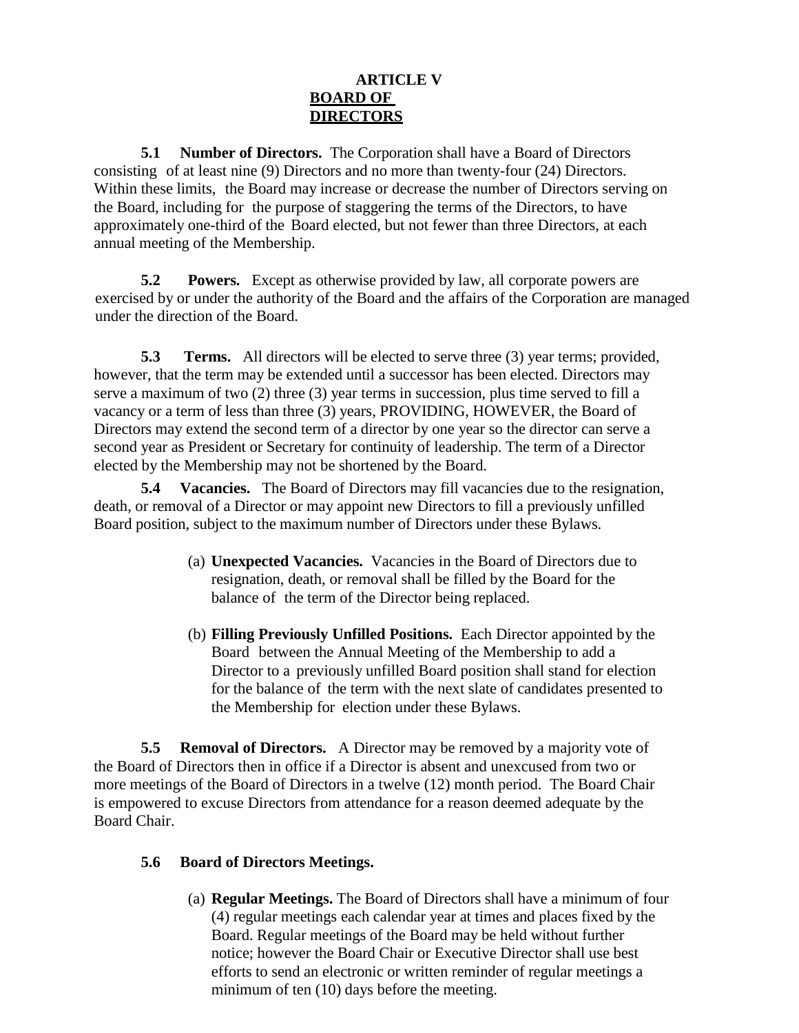# ARTICLE V

## BOARD OF DIRECTORS

**5.1 Number of Directors.** The Corporation shall have a Board of Directors consisting of at least nine (9) Directors and no more than twenty-four (24) Directors. Within these limits, the Board may increase or decrease the number of Directors serving on the Board, including for the purpose of staggering the terms of the Directors, to have approximately one-third of the Board elected, but not fewer than three Directors, at each annual meeting of the Membership.

**5.2 Powers.** Except as otherwise provided by law, all corporate powers are exercised by or under the authority of the Board and the affairs of the Corporation are managed under the direction of the Board.

**5.3 Terms.** All directors will be elected to serve three (3) year terms; provided, however, that the term may be extended until a successor has been elected. Directors may serve a maximum of two (2) three (3) year terms in succession, plus time served to fill a vacancy or a term of less than three (3) years, PROVIDING, HOWEVER, the Board of Directors may extend the second term of a director by one year so the director can serve a second year as President or Secretary for continuity of leadership. The term of a Director elected by the Membership may not be shortened by the Board.

**5.4 Vacancies.** The Board of Directors may fill vacancies due to the resignation, death, or removal of a Director or may appoint new Directors to fill a previously unfilled Board position, subject to the maximum number of Directors under these Bylaws.

(a) **Unexpected Vacancies.** Vacancies in the Board of Directors due to resignation, death, or removal shall be filled by the Board for the balance of the term of the Director being replaced.

(b) **Filling Previously Unfilled Positions.** Each Director appointed by the Board between the Annual Meeting of the Membership to add a Director to a previously unfilled Board position shall stand for election for the balance of the term with the next slate of candidates presented to the Membership for election under these Bylaws.

**5.5 Removal of Directors.** A Director may be removed by a majority vote of the Board of Directors then in office if a Director is absent and unexcused from two or more meetings of the Board of Directors in a twelve (12) month period. The Board Chair is empowered to excuse Directors from attendance for a reason deemed adequate by the Board Chair.

**5.6 Board of Directors Meetings.**

(a) **Regular Meetings.** The Board of Directors shall have a minimum of four (4) regular meetings each calendar year at times and places fixed by the Board. Regular meetings of the Board may be held without further notice; however the Board Chair or Executive Director shall use best efforts to send an electronic or written reminder of regular meetings a minimum of ten (10) days before the meeting.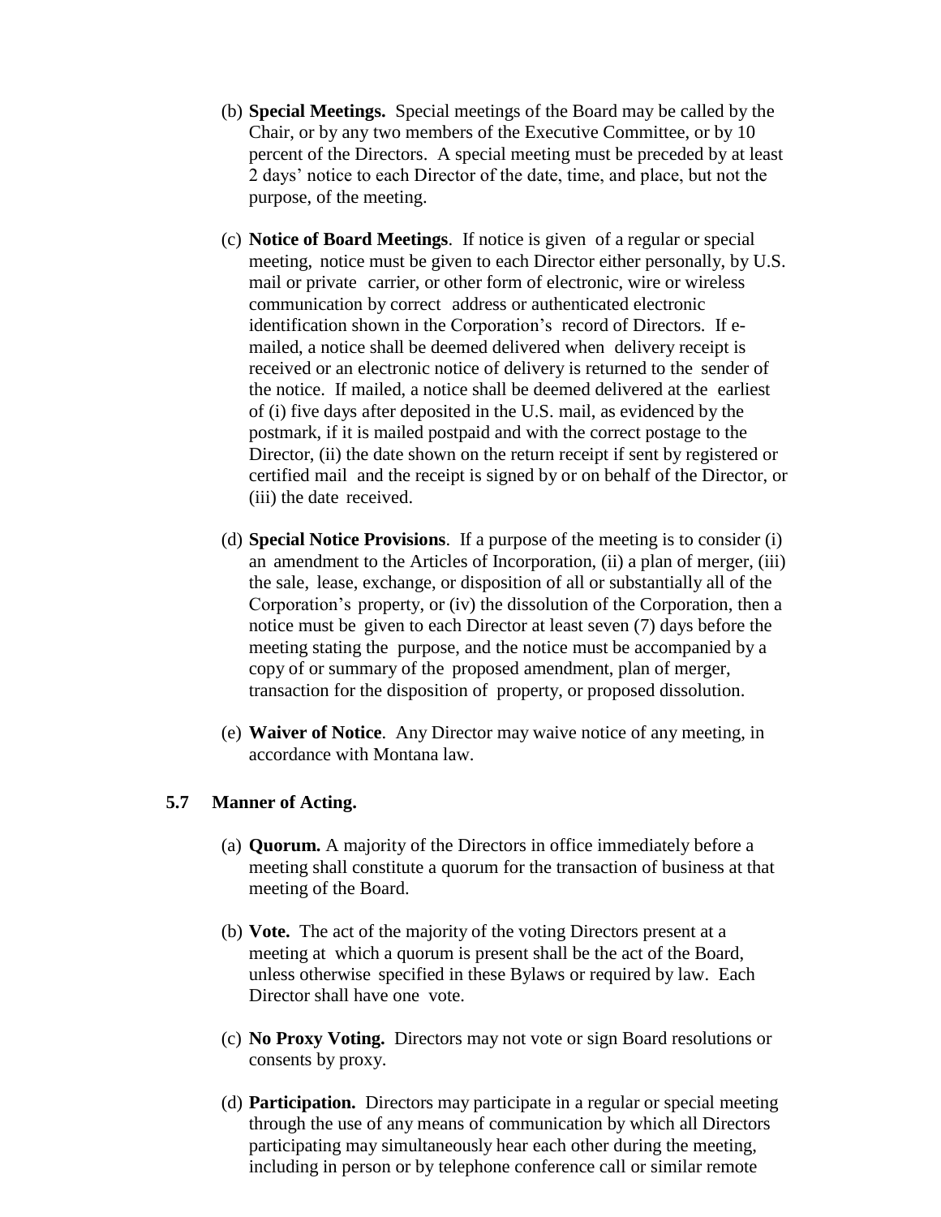(b) **Special Meetings.** Special meetings of the Board may be called by the Chair, or by any two members of the Executive Committee, or by 10 percent of the Directors. A special meeting must be preceded by at least 2 days' notice to each Director of the date, time, and place, but not the purpose, of the meeting.

(c) **Notice of Board Meetings**. If notice is given of a regular or special meeting, notice must be given to each Director either personally, by U.S. mail or private carrier, or other form of electronic, wire or wireless communication by correct address or authenticated electronic identification shown in the Corporation's record of Directors. If e-mailed, a notice shall be deemed delivered when delivery receipt is received or an electronic notice of delivery is returned to the sender of the notice. If mailed, a notice shall be deemed delivered at the earliest of (i) five days after deposited in the U.S. mail, as evidenced by the postmark, if it is mailed postpaid and with the correct postage to the Director, (ii) the date shown on the return receipt if sent by registered or certified mail and the receipt is signed by or on behalf of the Director, or (iii) the date received.

(d) **Special Notice Provisions**. If a purpose of the meeting is to consider (i) an amendment to the Articles of Incorporation, (ii) a plan of merger, (iii) the sale, lease, exchange, or disposition of all or substantially all of the Corporation's property, or (iv) the dissolution of the Corporation, then a notice must be given to each Director at least seven (7) days before the meeting stating the purpose, and the notice must be accompanied by a copy of or summary of the proposed amendment, plan of merger, transaction for the disposition of property, or proposed dissolution.

(e) **Waiver of Notice**. Any Director may waive notice of any meeting, in accordance with Montana law.

**5.7 Manner of Acting.**

(a) **Quorum.** A majority of the Directors in office immediately before a meeting shall constitute a quorum for the transaction of business at that meeting of the Board.

(b) **Vote.** The act of the majority of the voting Directors present at a meeting at which a quorum is present shall be the act of the Board, unless otherwise specified in these Bylaws or required by law. Each Director shall have one vote.

(c) **No Proxy Voting.** Directors may not vote or sign Board resolutions or consents by proxy.

(d) **Participation.** Directors may participate in a regular or special meeting through the use of any means of communication by which all Directors participating may simultaneously hear each other during the meeting, including in person or by telephone conference call or similar remote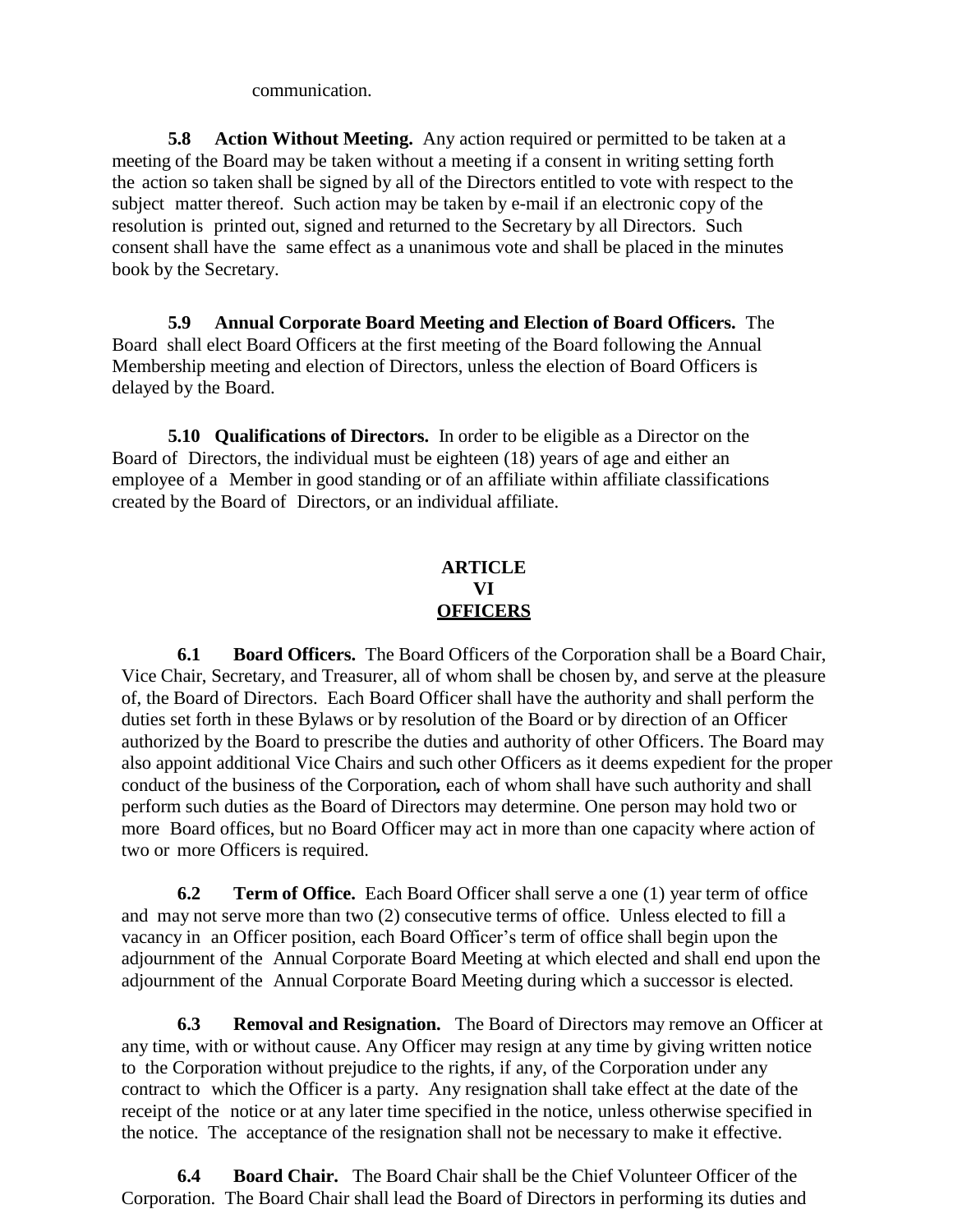communication.

**5.8 Action Without Meeting.** Any action required or permitted to be taken at a meeting of the Board may be taken without a meeting if a consent in writing setting forth the action so taken shall be signed by all of the Directors entitled to vote with respect to the subject matter thereof. Such action may be taken by e-mail if an electronic copy of the resolution is printed out, signed and returned to the Secretary by all Directors. Such consent shall have the same effect as a unanimous vote and shall be placed in the minutes book by the Secretary.

**5.9 Annual Corporate Board Meeting and Election of Board Officers.** The Board shall elect Board Officers at the first meeting of the Board following the Annual Membership meeting and election of Directors, unless the election of Board Officers is delayed by the Board.

**5.10 Qualifications of Directors.** In order to be eligible as a Director on the Board of Directors, the individual must be eighteen (18) years of age and either an employee of a Member in good standing or of an affiliate within affiliate classifications created by the Board of Directors, or an individual affiliate.

# ARTICLE VI
## OFFICERS

**6.1 Board Officers.** The Board Officers of the Corporation shall be a Board Chair, Vice Chair, Secretary, and Treasurer, all of whom shall be chosen by, and serve at the pleasure of, the Board of Directors. Each Board Officer shall have the authority and shall perform the duties set forth in these Bylaws or by resolution of the Board or by direction of an Officer authorized by the Board to prescribe the duties and authority of other Officers. The Board may also appoint additional Vice Chairs and such other Officers as it deems expedient for the proper conduct of the business of the Corporation*,* each of whom shall have such authority and shall perform such duties as the Board of Directors may determine. One person may hold two or more Board offices, but no Board Officer may act in more than one capacity where action of two or more Officers is required.

**6.2 Term of Office.** Each Board Officer shall serve a one (1) year term of office and may not serve more than two (2) consecutive terms of office. Unless elected to fill a vacancy in an Officer position, each Board Officer's term of office shall begin upon the adjournment of the Annual Corporate Board Meeting at which elected and shall end upon the adjournment of the Annual Corporate Board Meeting during which a successor is elected.

**6.3 Removal and Resignation.** The Board of Directors may remove an Officer at any time, with or without cause. Any Officer may resign at any time by giving written notice to the Corporation without prejudice to the rights, if any, of the Corporation under any contract to which the Officer is a party. Any resignation shall take effect at the date of the receipt of the notice or at any later time specified in the notice, unless otherwise specified in the notice. The acceptance of the resignation shall not be necessary to make it effective.

**6.4 Board Chair.** The Board Chair shall be the Chief Volunteer Officer of the Corporation. The Board Chair shall lead the Board of Directors in performing its duties and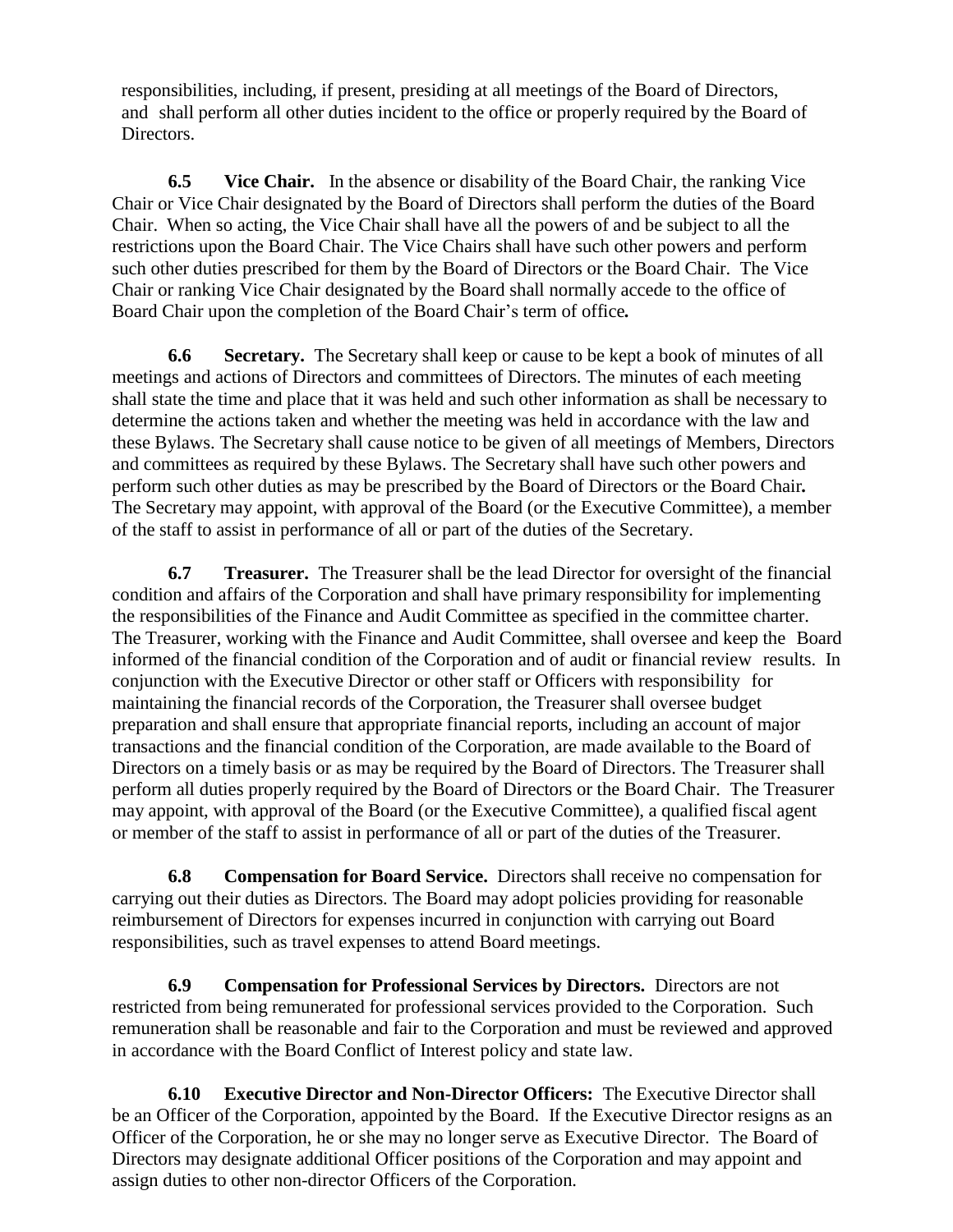responsibilities, including, if present, presiding at all meetings of the Board of Directors, and shall perform all other duties incident to the office or properly required by the Board of Directors.

**6.5 Vice Chair.** In the absence or disability of the Board Chair, the ranking Vice Chair or Vice Chair designated by the Board of Directors shall perform the duties of the Board Chair. When so acting, the Vice Chair shall have all the powers of and be subject to all the restrictions upon the Board Chair. The Vice Chairs shall have such other powers and perform such other duties prescribed for them by the Board of Directors or the Board Chair. The Vice Chair or ranking Vice Chair designated by the Board shall normally accede to the office of Board Chair upon the completion of the Board Chair's term of office**.**

**6.6 Secretary.** The Secretary shall keep or cause to be kept a book of minutes of all meetings and actions of Directors and committees of Directors. The minutes of each meeting shall state the time and place that it was held and such other information as shall be necessary to determine the actions taken and whether the meeting was held in accordance with the law and these Bylaws. The Secretary shall cause notice to be given of all meetings of Members, Directors and committees as required by these Bylaws. The Secretary shall have such other powers and perform such other duties as may be prescribed by the Board of Directors or the Board Chair**.** The Secretary may appoint, with approval of the Board (or the Executive Committee), a member of the staff to assist in performance of all or part of the duties of the Secretary.

**6.7 Treasurer.** The Treasurer shall be the lead Director for oversight of the financial condition and affairs of the Corporation and shall have primary responsibility for implementing the responsibilities of the Finance and Audit Committee as specified in the committee charter. The Treasurer, working with the Finance and Audit Committee, shall oversee and keep the Board informed of the financial condition of the Corporation and of audit or financial review results. In conjunction with the Executive Director or other staff or Officers with responsibility for maintaining the financial records of the Corporation, the Treasurer shall oversee budget preparation and shall ensure that appropriate financial reports, including an account of major transactions and the financial condition of the Corporation, are made available to the Board of Directors on a timely basis or as may be required by the Board of Directors. The Treasurer shall perform all duties properly required by the Board of Directors or the Board Chair. The Treasurer may appoint, with approval of the Board (or the Executive Committee), a qualified fiscal agent or member of the staff to assist in performance of all or part of the duties of the Treasurer.

**6.8 Compensation for Board Service.** Directors shall receive no compensation for carrying out their duties as Directors. The Board may adopt policies providing for reasonable reimbursement of Directors for expenses incurred in conjunction with carrying out Board responsibilities, such as travel expenses to attend Board meetings.

**6.9 Compensation for Professional Services by Directors.** Directors are not restricted from being remunerated for professional services provided to the Corporation. Such remuneration shall be reasonable and fair to the Corporation and must be reviewed and approved in accordance with the Board Conflict of Interest policy and state law.

**6.10 Executive Director and Non-Director Officers:** The Executive Director shall be an Officer of the Corporation, appointed by the Board. If the Executive Director resigns as an Officer of the Corporation, he or she may no longer serve as Executive Director. The Board of Directors may designate additional Officer positions of the Corporation and may appoint and assign duties to other non-director Officers of the Corporation.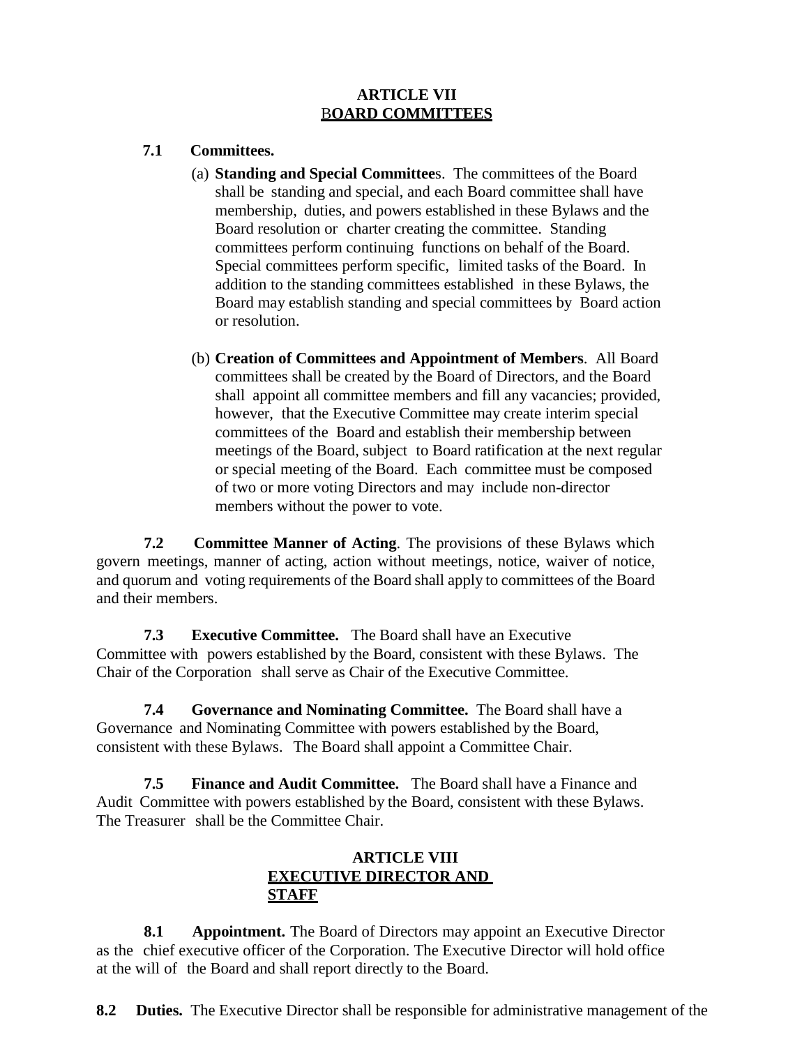## ARTICLE VII
## BOARD COMMITTEES

**7.1 Committees.**

(a) **Standing and Special Committees**. The committees of the Board shall be standing and special, and each Board committee shall have membership, duties, and powers established in these Bylaws and the Board resolution or charter creating the committee. Standing committees perform continuing functions on behalf of the Board. Special committees perform specific, limited tasks of the Board. In addition to the standing committees established in these Bylaws, the Board may establish standing and special committees by Board action or resolution.

(b) **Creation of Committees and Appointment of Members**. All Board committees shall be created by the Board of Directors, and the Board shall appoint all committee members and fill any vacancies; provided, however, that the Executive Committee may create interim special committees of the Board and establish their membership between meetings of the Board, subject to Board ratification at the next regular or special meeting of the Board. Each committee must be composed of two or more voting Directors and may include non-director members without the power to vote.

**7.2 Committee Manner of Acting**. The provisions of these Bylaws which govern meetings, manner of acting, action without meetings, notice, waiver of notice, and quorum and voting requirements of the Board shall apply to committees of the Board and their members.

**7.3 Executive Committee.** The Board shall have an Executive Committee with powers established by the Board, consistent with these Bylaws. The Chair of the Corporation shall serve as Chair of the Executive Committee.

**7.4 Governance and Nominating Committee.** The Board shall have a Governance and Nominating Committee with powers established by the Board, consistent with these Bylaws. The Board shall appoint a Committee Chair.

**7.5 Finance and Audit Committee.** The Board shall have a Finance and Audit Committee with powers established by the Board, consistent with these Bylaws. The Treasurer shall be the Committee Chair.

## ARTICLE VIII
## EXECUTIVE DIRECTOR AND STAFF

**8.1 Appointment.** The Board of Directors may appoint an Executive Director as the chief executive officer of the Corporation. The Executive Director will hold office at the will of the Board and shall report directly to the Board.

**8.2 Duties.** The Executive Director shall be responsible for administrative management of the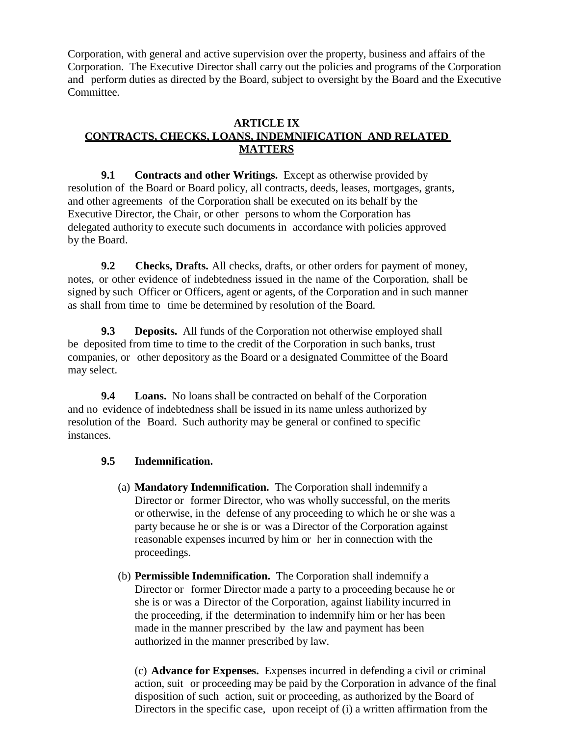Corporation, with general and active supervision over the property, business and affairs of the Corporation. The Executive Director shall carry out the policies and programs of the Corporation and perform duties as directed by the Board, subject to oversight by the Board and the Executive Committee.

## ARTICLE IX
## CONTRACTS, CHECKS, LOANS, INDEMNIFICATION AND RELATED MATTERS

**9.1 Contracts and other Writings.** Except as otherwise provided by resolution of the Board or Board policy, all contracts, deeds, leases, mortgages, grants, and other agreements of the Corporation shall be executed on its behalf by the Executive Director, the Chair, or other persons to whom the Corporation has delegated authority to execute such documents in accordance with policies approved by the Board.

**9.2 Checks, Drafts.** All checks, drafts, or other orders for payment of money, notes, or other evidence of indebtedness issued in the name of the Corporation, shall be signed by such Officer or Officers, agent or agents, of the Corporation and in such manner as shall from time to time be determined by resolution of the Board.

**9.3 Deposits.** All funds of the Corporation not otherwise employed shall be deposited from time to time to the credit of the Corporation in such banks, trust companies, or other depository as the Board or a designated Committee of the Board may select.

**9.4 Loans.** No loans shall be contracted on behalf of the Corporation and no evidence of indebtedness shall be issued in its name unless authorized by resolution of the Board. Such authority may be general or confined to specific instances.

**9.5 Indemnification.**

(a) **Mandatory Indemnification.** The Corporation shall indemnify a Director or former Director, who was wholly successful, on the merits or otherwise, in the defense of any proceeding to which he or she was a party because he or she is or was a Director of the Corporation against reasonable expenses incurred by him or her in connection with the proceedings.

(b) **Permissible Indemnification.** The Corporation shall indemnify a Director or former Director made a party to a proceeding because he or she is or was a Director of the Corporation, against liability incurred in the proceeding, if the determination to indemnify him or her has been made in the manner prescribed by the law and payment has been authorized in the manner prescribed by law.

(c) **Advance for Expenses.** Expenses incurred in defending a civil or criminal action, suit or proceeding may be paid by the Corporation in advance of the final disposition of such action, suit or proceeding, as authorized by the Board of Directors in the specific case, upon receipt of (i) a written affirmation from the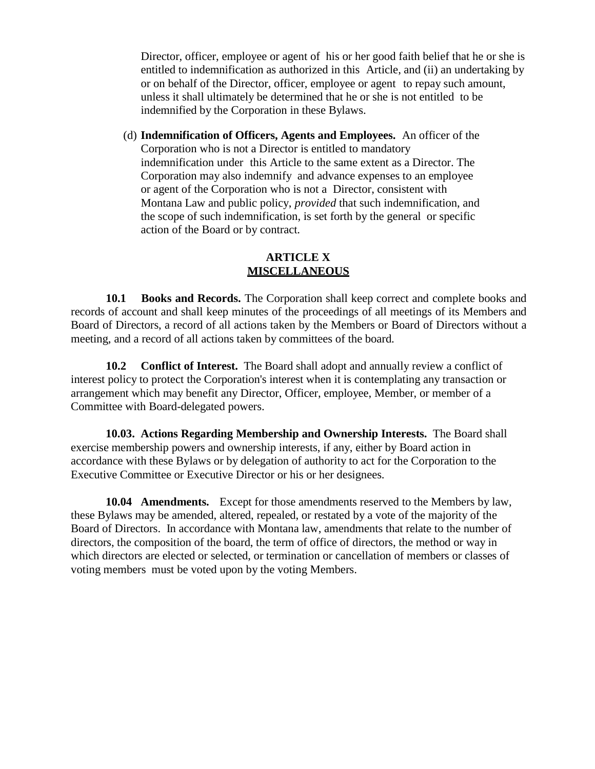Director, officer, employee or agent of his or her good faith belief that he or she is entitled to indemnification as authorized in this Article, and (ii) an undertaking by or on behalf of the Director, officer, employee or agent to repay such amount, unless it shall ultimately be determined that he or she is not entitled to be indemnified by the Corporation in these Bylaws.

(d) **Indemnification of Officers, Agents and Employees.** An officer of the Corporation who is not a Director is entitled to mandatory indemnification under this Article to the same extent as a Director. The Corporation may also indemnify and advance expenses to an employee or agent of the Corporation who is not a Director, consistent with Montana Law and public policy, *provided* that such indemnification, and the scope of such indemnification, is set forth by the general or specific action of the Board or by contract.

## ARTICLE X
## MISCELLANEOUS

**10.1 Books and Records.** The Corporation shall keep correct and complete books and records of account and shall keep minutes of the proceedings of all meetings of its Members and Board of Directors, a record of all actions taken by the Members or Board of Directors without a meeting, and a record of all actions taken by committees of the board.

**10.2 Conflict of Interest.** The Board shall adopt and annually review a conflict of interest policy to protect the Corporation's interest when it is contemplating any transaction or arrangement which may benefit any Director, Officer, employee, Member, or member of a Committee with Board-delegated powers.

**10.03. Actions Regarding Membership and Ownership Interests.** The Board shall exercise membership powers and ownership interests, if any, either by Board action in accordance with these Bylaws or by delegation of authority to act for the Corporation to the Executive Committee or Executive Director or his or her designees.

**10.04 Amendments.** Except for those amendments reserved to the Members by law, these Bylaws may be amended, altered, repealed, or restated by a vote of the majority of the Board of Directors. In accordance with Montana law, amendments that relate to the number of directors, the composition of the board, the term of office of directors, the method or way in which directors are elected or selected, or termination or cancellation of members or classes of voting members must be voted upon by the voting Members.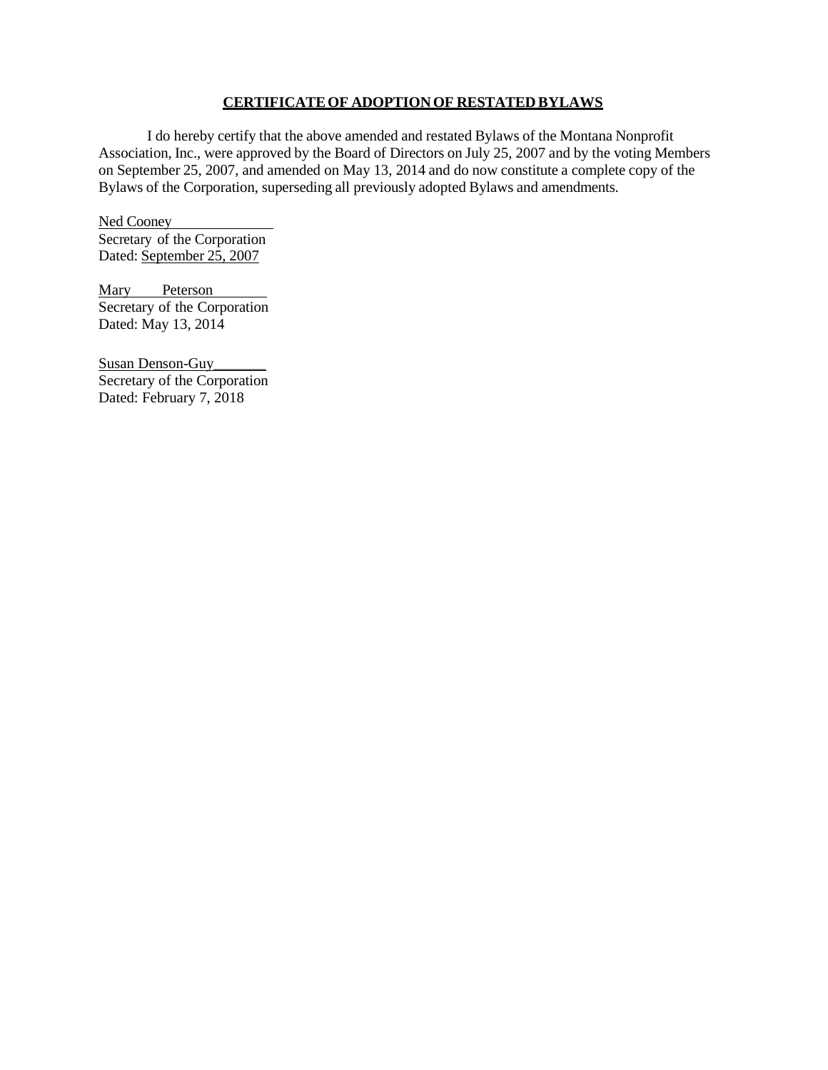**CERTIFICATE OF ADOPTION OF RESTATED BYLAWS**

I do hereby certify that the above amended and restated Bylaws of the Montana Nonprofit Association, Inc., were approved by the Board of Directors on July 25, 2007 and by the voting Members on September 25, 2007, and amended on May 13, 2014 and do now constitute a complete copy of the Bylaws of the Corporation, superseding all previously adopted Bylaws and amendments.

Ned Cooney
Secretary of the Corporation
Dated: September 25, 2007

Mary Peterson
Secretary of the Corporation
Dated: May 13, 2014

Susan Denson-Guy
Secretary of the Corporation
Dated: February 7, 2018